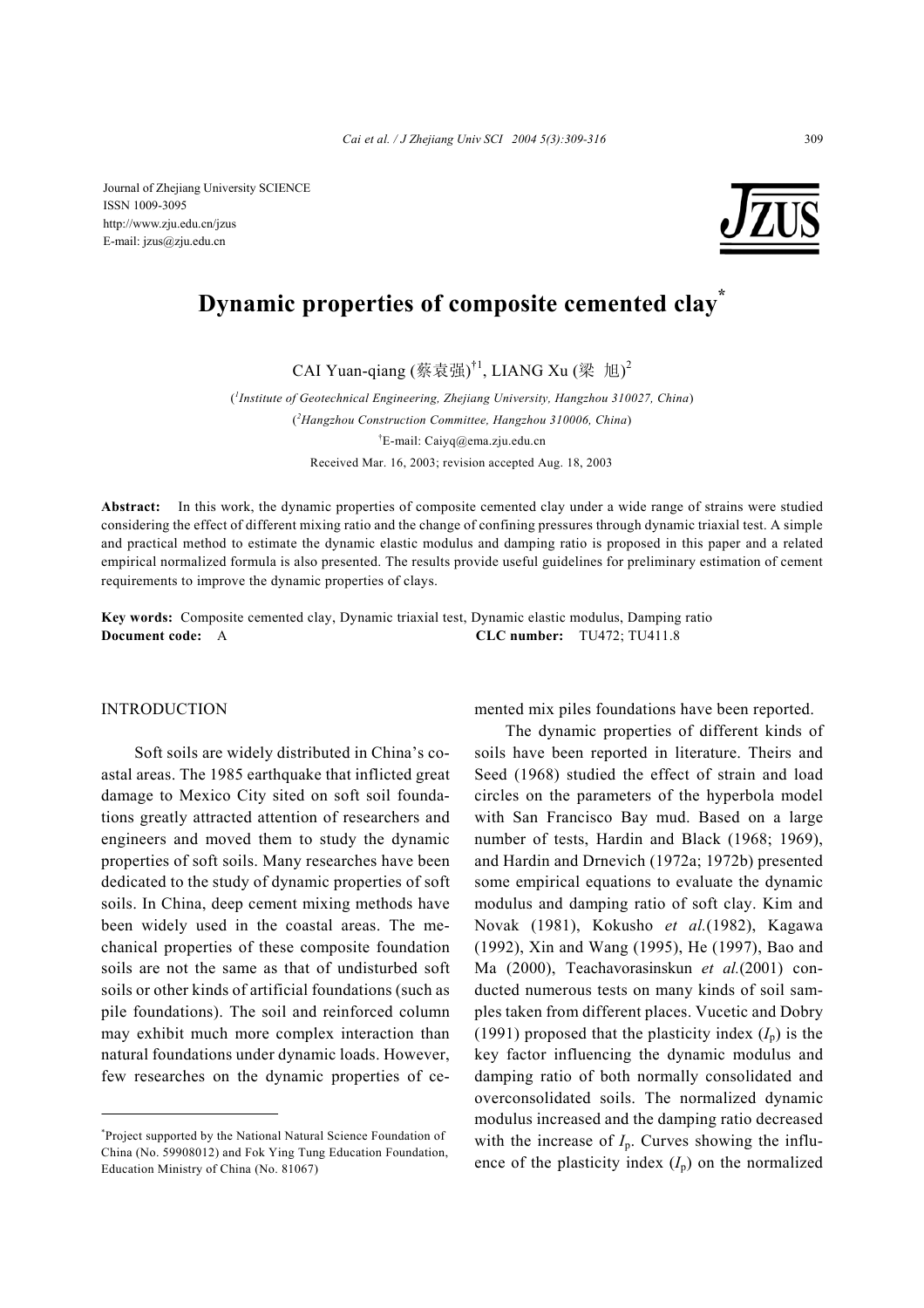Journal of Zhejiang University SCIENCE
ISSN 1009-3095
http://www.zju.edu.cn/jzus
E-mail: jzus@zju.edu.cn

# Dynamic properties of composite cemented clay*

CAI Yuan-qiang (蔡袁强)[†1], LIANG Xu (梁 旭)[2]

([1]Institute of Geotechnical Engineering, Zhejiang University, Hangzhou 310027, China)

([2]Hangzhou Construction Committee, Hangzhou 310006, China)

[†]E-mail: Caiyq@ema.zju.edu.cn

Received Mar. 16, 2003; revision accepted Aug. 18, 2003

**Abstract:** In this work, the dynamic properties of composite cemented clay under a wide range of strains were studied considering the effect of different mixing ratio and the change of confining pressures through dynamic triaxial test. A simple and practical method to estimate the dynamic elastic modulus and damping ratio is proposed in this paper and a related empirical normalized formula is also presented. The results provide useful guidelines for preliminary estimation of cement requirements to improve the dynamic properties of clays.

**Key words:** Composite cemented clay, Dynamic triaxial test, Dynamic elastic modulus, Damping ratio

**Document code:** A **CLC number:** TU472; TU411.8

## INTRODUCTION

Soft soils are widely distributed in China's coastal areas. The 1985 earthquake that inflicted great damage to Mexico City sited on soft soil foundations greatly attracted attention of researchers and engineers and moved them to study the dynamic properties of soft soils. Many researches have been dedicated to the study of dynamic properties of soft soils. In China, deep cement mixing methods have been widely used in the coastal areas. The mechanical properties of these composite foundation soils are not the same as that of undisturbed soft soils or other kinds of artificial foundations (such as pile foundations). The soil and reinforced column may exhibit much more complex interaction than natural foundations under dynamic loads. However, few researches on the dynamic properties of cemented mix piles foundations have been reported.

The dynamic properties of different kinds of soils have been reported in literature. Theirs and Seed (1968) studied the effect of strain and load circles on the parameters of the hyperbola model with San Francisco Bay mud. Based on a large number of tests, Hardin and Black (1968; 1969), and Hardin and Drnevich (1972a; 1972b) presented some empirical equations to evaluate the dynamic modulus and damping ratio of soft clay. Kim and Novak (1981), Kokusho *et al.*(1982), Kagawa (1992), Xin and Wang (1995), He (1997), Bao and Ma (2000), Teachavorasinskun *et al.*(2001) conducted numerous tests on many kinds of soil samples taken from different places. Vucetic and Dobry (1991) proposed that the plasticity index ($I_p$) is the key factor influencing the dynamic modulus and damping ratio of both normally consolidated and overconsolidated soils. The normalized dynamic modulus increased and the damping ratio decreased with the increase of $I_p$. Curves showing the influence of the plasticity index ($I_p$) on the normalized

*Project supported by the National Natural Science Foundation of China (No. 59908012) and Fok Ying Tung Education Foundation, Education Ministry of China (No. 81067)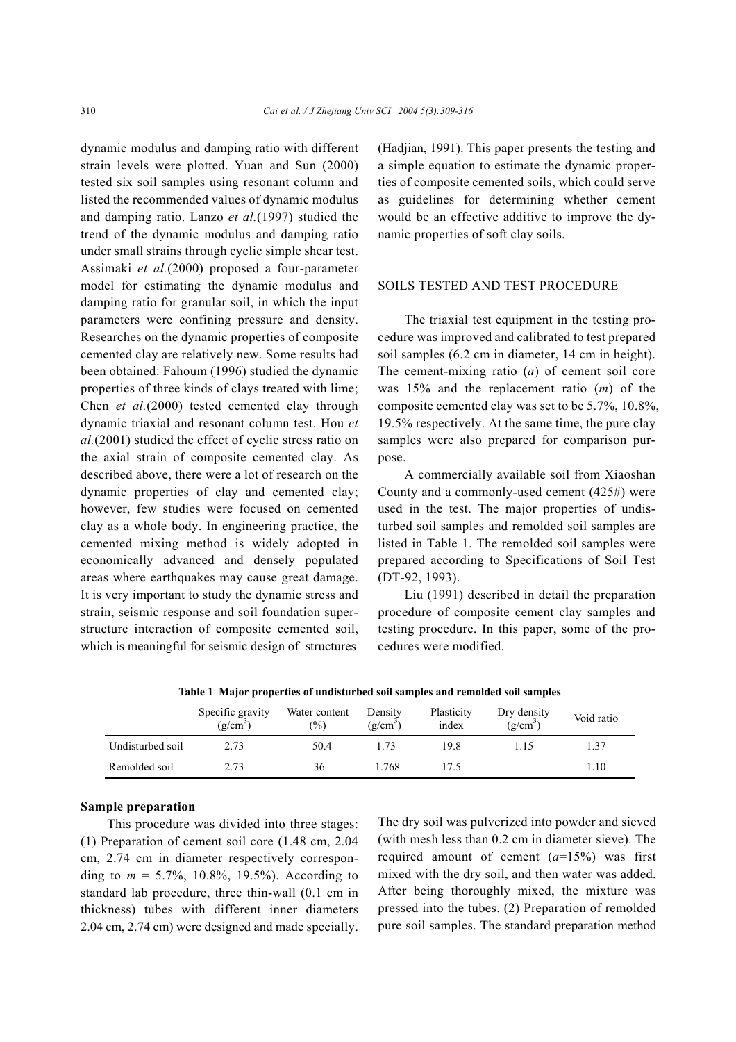dynamic modulus and damping ratio with different strain levels were plotted. Yuan and Sun (2000) tested six soil samples using resonant column and listed the recommended values of dynamic modulus and damping ratio. Lanzo *et al.*(1997) studied the trend of the dynamic modulus and damping ratio under small strains through cyclic simple shear test. Assimaki *et al.*(2000) proposed a four-parameter model for estimating the dynamic modulus and damping ratio for granular soil, in which the input parameters were confining pressure and density. Researches on the dynamic properties of composite cemented clay are relatively new. Some results had been obtained: Fahoum (1996) studied the dynamic properties of three kinds of clays treated with lime; Chen *et al.*(2000) tested cemented clay through dynamic triaxial and resonant column test. Hou *et al.*(2001) studied the effect of cyclic stress ratio on the axial strain of composite cemented clay. As described above, there were a lot of research on the dynamic properties of clay and cemented clay; however, few studies were focused on cemented clay as a whole body. In engineering practice, the cemented mixing method is widely adopted in economically advanced and densely populated areas where earthquakes may cause great damage. It is very important to study the dynamic stress and strain, seismic response and soil foundation superstructure interaction of composite cemented soil, which is meaningful for seismic design of structures (Hadjian, 1991). This paper presents the testing and a simple equation to estimate the dynamic properties of composite cemented soils, which could serve as guidelines for determining whether cement would be an effective additive to improve the dynamic properties of soft clay soils.

## SOILS TESTED AND TEST PROCEDURE

The triaxial test equipment in the testing procedure was improved and calibrated to test prepared soil samples (6.2 cm in diameter, 14 cm in height). The cement-mixing ratio ($a$) of cement soil core was 15% and the replacement ratio ($m$) of the composite cemented clay was set to be 5.7%, 10.8%, 19.5% respectively. At the same time, the pure clay samples were also prepared for comparison purpose.

A commercially available soil from Xiaoshan County and a commonly-used cement (425#) were used in the test. The major properties of undisturbed soil samples and remolded soil samples are listed in Table 1. The remolded soil samples were prepared according to Specifications of Soil Test (DT-92, 1993).

Liu (1991) described in detail the preparation procedure of composite cement clay samples and testing procedure. In this paper, some of the procedures were modified.

**Table 1 Major properties of undisturbed soil samples and remolded soil samples**

| | Specific gravity (g/cm$^3$) | Water content (%) | Density (g/cm$^3$) | Plasticity index | Dry density (g/cm$^3$) | Void ratio |
|---|---|---|---|---|---|---|
| Undisturbed soil | 2.73 | 50.4 | 1.73 | 19.8 | 1.15 | 1.37 |
| Remolded soil | 2.73 | 36 | 1.768 | 17.5 | | 1.10 |

### Sample preparation

This procedure was divided into three stages: (1) Preparation of cement soil core (1.48 cm, 2.04 cm, 2.74 cm in diameter respectively corresponding to $m$ = 5.7%, 10.8%, 19.5%). According to standard lab procedure, three thin-wall (0.1 cm in thickness) tubes with different inner diameters 2.04 cm, 2.74 cm) were designed and made specially. The dry soil was pulverized into powder and sieved (with mesh less than 0.2 cm in diameter sieve). The required amount of cement ($a$=15%) was first mixed with the dry soil, and then water was added. After being thoroughly mixed, the mixture was pressed into the tubes. (2) Preparation of remolded pure soil samples. The standard preparation method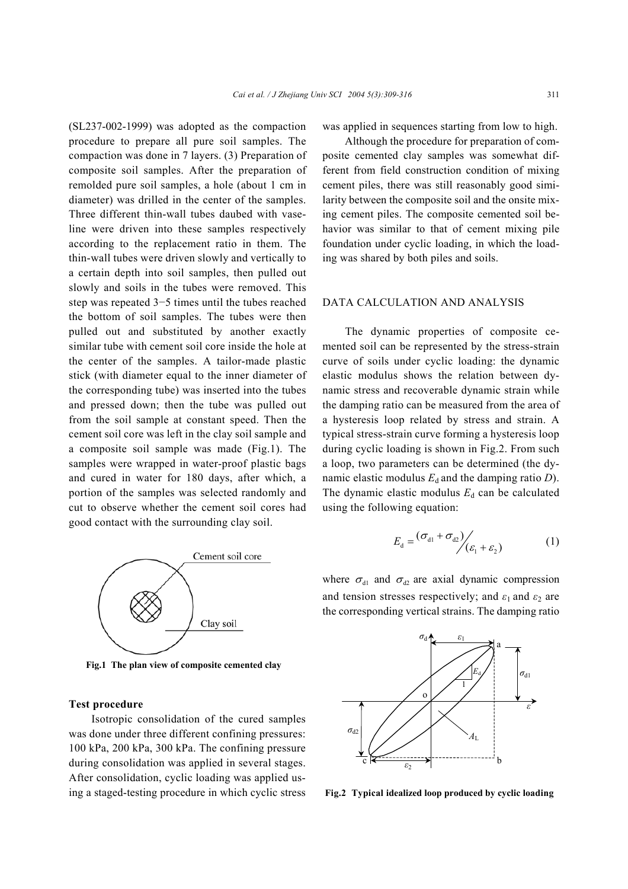(SL237-002-1999) was adopted as the compaction procedure to prepare all pure soil samples. The compaction was done in 7 layers. (3) Preparation of composite soil samples. After the preparation of remolded pure soil samples, a hole (about 1 cm in diameter) was drilled in the center of the samples. Three different thin-wall tubes daubed with vaseline were driven into these samples respectively according to the replacement ratio in them. The thin-wall tubes were driven slowly and vertically to a certain depth into soil samples, then pulled out slowly and soils in the tubes were removed. This step was repeated 3−5 times until the tubes reached the bottom of soil samples. The tubes were then pulled out and substituted by another exactly similar tube with cement soil core inside the hole at the center of the samples. A tailor-made plastic stick (with diameter equal to the inner diameter of the corresponding tube) was inserted into the tubes and pressed down; then the tube was pulled out from the soil sample at constant speed. Then the cement soil core was left in the clay soil sample and a composite soil sample was made (Fig.1). The samples were wrapped in water-proof plastic bags and cured in water for 180 days, after which, a portion of the samples was selected randomly and cut to observe whether the cement soil cores had good contact with the surrounding clay soil.

**Fig.1 The plan view of composite cemented clay**

### Test procedure

Isotropic consolidation of the cured samples was done under three different confining pressures: 100 kPa, 200 kPa, 300 kPa. The confining pressure during consolidation was applied in several stages. After consolidation, cyclic loading was applied using a staged-testing procedure in which cyclic stress was applied in sequences starting from low to high.

Although the procedure for preparation of composite cemented clay samples was somewhat different from field construction condition of mixing cement piles, there was still reasonably good similarity between the composite soil and the onsite mixing cement piles. The composite cemented soil behavior was similar to that of cement mixing pile foundation under cyclic loading, in which the loading was shared by both piles and soils.

## DATA CALCULATION AND ANALYSIS

The dynamic properties of composite cemented soil can be represented by the stress-strain curve of soils under cyclic loading: the dynamic elastic modulus shows the relation between dynamic stress and recoverable dynamic strain while the damping ratio can be measured from the area of a hysteresis loop related by stress and strain. A typical stress-strain curve forming a hysteresis loop during cyclic loading is shown in Fig.2. From such a loop, two parameters can be determined (the dynamic elastic modulus $E_d$ and the damping ratio $D$). The dynamic elastic modulus $E_d$ can be calculated using the following equation:

$$E_d = (\sigma_{d1} + \sigma_{d2}) \Big/ (\varepsilon_1 + \varepsilon_2) \tag{1}$$

where $\sigma_{d1}$ and $\sigma_{d2}$ are axial dynamic compression and tension stresses respectively; and $\varepsilon_1$ and $\varepsilon_2$ are the corresponding vertical strains. The damping ratio

**Fig.2 Typical idealized loop produced by cyclic loading**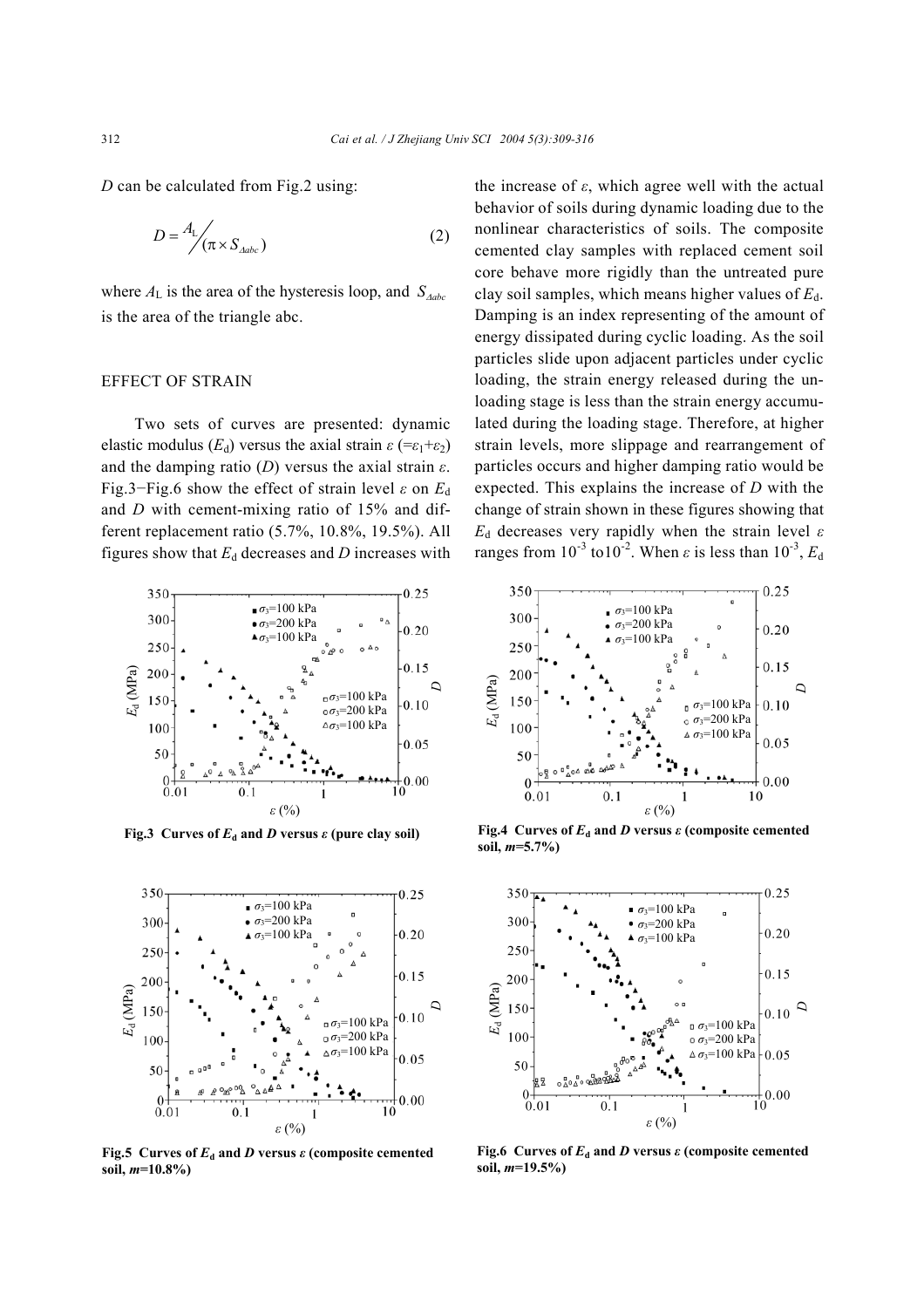$D$ can be calculated from Fig.2 using:

$$D = A_L / (\pi \times S_{\Delta abc}) \tag{2}$$

where $A_L$ is the area of the hysteresis loop, and $S_{\Delta abc}$ is the area of the triangle abc.

## EFFECT OF STRAIN

Two sets of curves are presented: dynamic elastic modulus ($E_d$) versus the axial strain $\varepsilon$ ($=\varepsilon_1+\varepsilon_2$) and the damping ratio ($D$) versus the axial strain $\varepsilon$. Fig.3−Fig.6 show the effect of strain level $\varepsilon$ on $E_d$ and $D$ with cement-mixing ratio of 15% and different replacement ratio (5.7%, 10.8%, 19.5%). All figures show that $E_d$ decreases and $D$ increases with the increase of $\varepsilon$, which agree well with the actual behavior of soils during dynamic loading due to the nonlinear characteristics of soils. The composite cemented clay samples with replaced cement soil core behave more rigidly than the untreated pure clay soil samples, which means higher values of $E_d$. Damping is an index representing of the amount of energy dissipated during cyclic loading. As the soil particles slide upon adjacent particles under cyclic loading, the strain energy released during the unloading stage is less than the strain energy accumulated during the loading stage. Therefore, at higher strain levels, more slippage and rearrangement of particles occurs and higher damping ratio would be expected. This explains the increase of $D$ with the change of strain shown in these figures showing that $E_d$ decreases very rapidly when the strain level $\varepsilon$ ranges from $10^{-3}$ to$10^{-2}$. When $\varepsilon$ is less than $10^{-3}$, $E_d$

**Fig.3 Curves of $E_d$ and $D$ versus $\varepsilon$ (pure clay soil)**

**Fig.4 Curves of $E_d$ and $D$ versus $\varepsilon$ (composite cemented soil, $m$=5.7%)**

**Fig.5 Curves of $E_d$ and $D$ versus $\varepsilon$ (composite cemented soil, $m$=10.8%)**

**Fig.6 Curves of $E_d$ and $D$ versus $\varepsilon$ (composite cemented soil, $m$=19.5%)**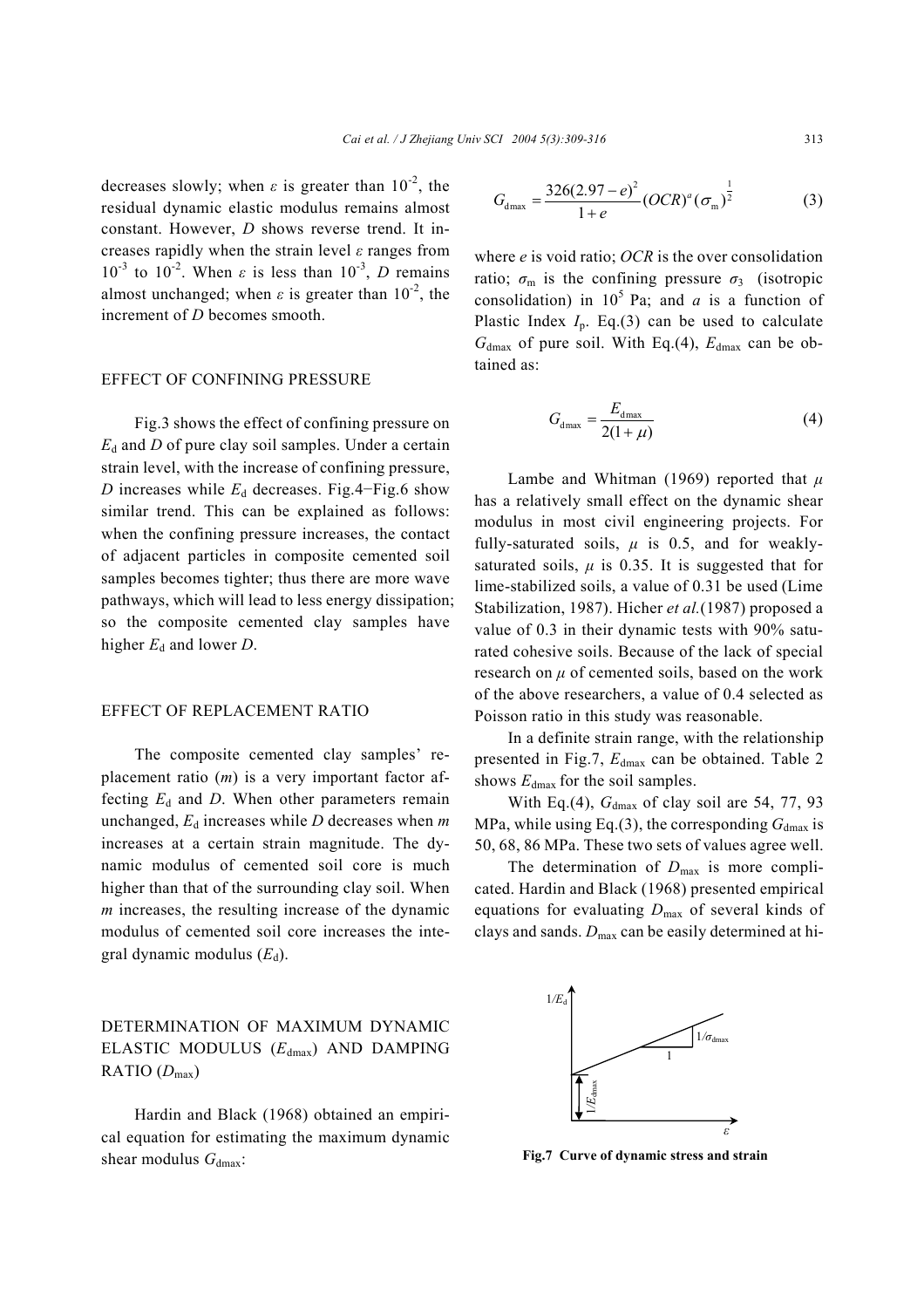decreases slowly; when $\varepsilon$ is greater than $10^{-2}$, the residual dynamic elastic modulus remains almost constant. However, $D$ shows reverse trend. It increases rapidly when the strain level $\varepsilon$ ranges from $10^{-3}$ to $10^{-2}$. When $\varepsilon$ is less than $10^{-3}$, $D$ remains almost unchanged; when $\varepsilon$ is greater than $10^{-2}$, the increment of $D$ becomes smooth.

## EFFECT OF CONFINING PRESSURE

Fig.3 shows the effect of confining pressure on $E_d$ and $D$ of pure clay soil samples. Under a certain strain level, with the increase of confining pressure, $D$ increases while $E_d$ decreases. Fig.4−Fig.6 show similar trend. This can be explained as follows: when the confining pressure increases, the contact of adjacent particles in composite cemented soil samples becomes tighter; thus there are more wave pathways, which will lead to less energy dissipation; so the composite cemented clay samples have higher $E_d$ and lower $D$.

## EFFECT OF REPLACEMENT RATIO

The composite cemented clay samples' replacement ratio ($m$) is a very important factor affecting $E_d$ and $D$. When other parameters remain unchanged, $E_d$ increases while $D$ decreases when $m$ increases at a certain strain magnitude. The dynamic modulus of cemented soil core is much higher than that of the surrounding clay soil. When $m$ increases, the resulting increase of the dynamic modulus of cemented soil core increases the integral dynamic modulus ($E_d$).

## DETERMINATION OF MAXIMUM DYNAMIC ELASTIC MODULUS ($E_{dmax}$) AND DAMPING RATIO ($D_{max}$)

Hardin and Black (1968) obtained an empirical equation for estimating the maximum dynamic shear modulus $G_{dmax}$:

$$G_{\rm dmax} = \frac{326(2.97-e)^2}{1+e}(OCR)^a(\sigma_{\rm m})^{\frac{1}{2}} \tag{3}$$

where $e$ is void ratio; $OCR$ is the over consolidation ratio; $\sigma_m$ is the confining pressure $\sigma_3$ (isotropic consolidation) in $10^5$ Pa; and $a$ is a function of Plastic Index $I_p$. Eq.(3) can be used to calculate $G_{dmax}$ of pure soil. With Eq.(4), $E_{dmax}$ can be obtained as:

$$G_{\rm dmax} = \frac{E_{\rm dmax}}{2(1+\mu)} \tag{4}$$

Lambe and Whitman (1969) reported that $\mu$ has a relatively small effect on the dynamic shear modulus in most civil engineering projects. For fully-saturated soils, $\mu$ is 0.5, and for weakly-saturated soils, $\mu$ is 0.35. It is suggested that for lime-stabilized soils, a value of 0.31 be used (Lime Stabilization, 1987). Hicher *et al.*(1987) proposed a value of 0.3 in their dynamic tests with 90% saturated cohesive soils. Because of the lack of special research on $\mu$ of cemented soils, based on the work of the above researchers, a value of 0.4 selected as Poisson ratio in this study was reasonable.

In a definite strain range, with the relationship presented in Fig.7, $E_{dmax}$ can be obtained. Table 2 shows $E_{dmax}$ for the soil samples.

With Eq.(4), $G_{dmax}$ of clay soil are 54, 77, 93 MPa, while using Eq.(3), the corresponding $G_{dmax}$ is 50, 68, 86 MPa. These two sets of values agree well.

The determination of $D_{max}$ is more complicated. Hardin and Black (1968) presented empirical equations for evaluating $D_{max}$ of several kinds of clays and sands. $D_{max}$ can be easily determined at hi-

**Fig.7 Curve of dynamic stress and strain**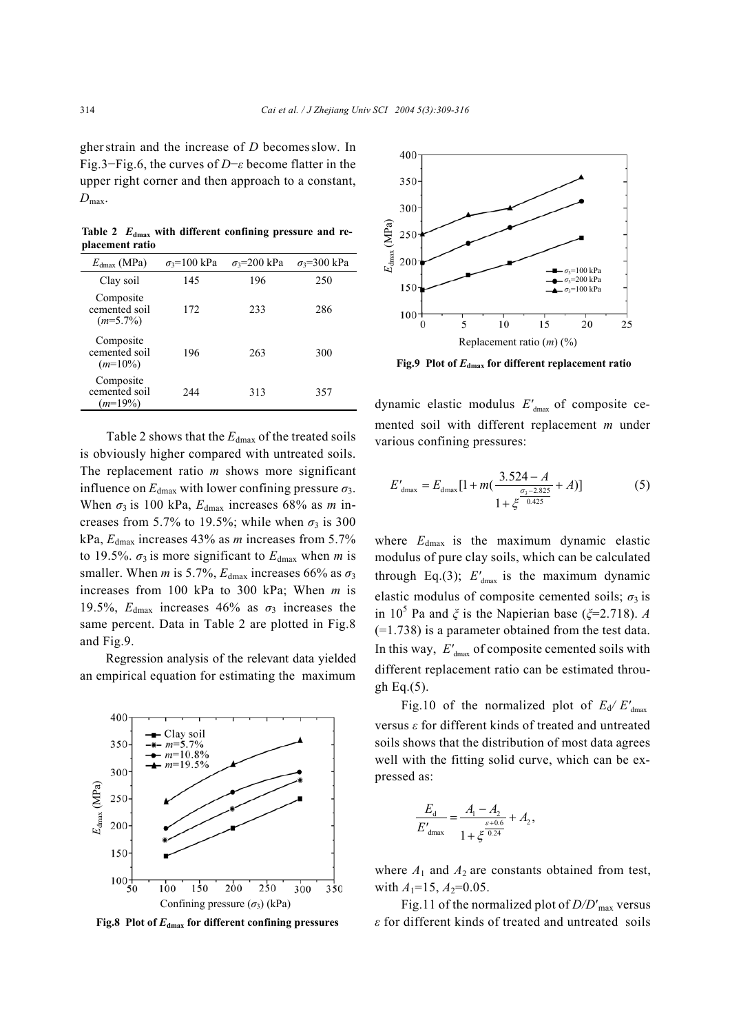gher strain and the increase of $D$ becomes slow. In Fig.3−Fig.6, the curves of $D$−$\varepsilon$ become flatter in the upper right corner and then approach to a constant, $D_{max}$.

**Table 2 $E_{dmax}$ with different confining pressure and replacement ratio**

| $E_{dmax}$ (MPa) | $\sigma_3$=100 kPa | $\sigma_3$=200 kPa | $\sigma_3$=300 kPa |
|---|---|---|---|
| Clay soil | 145 | 196 | 250 |
| Composite cemented soil ($m$=5.7%) | 172 | 233 | 286 |
| Composite cemented soil ($m$=10%) | 196 | 263 | 300 |
| Composite cemented soil ($m$=19%) | 244 | 313 | 357 |

Table 2 shows that the $E_{dmax}$ of the treated soils is obviously higher compared with untreated soils. The replacement ratio $m$ shows more significant influence on $E_{dmax}$ with lower confining pressure $\sigma_3$. When $\sigma_3$ is 100 kPa, $E_{dmax}$ increases 68% as $m$ increases from 5.7% to 19.5%; while when $\sigma_3$ is 300 kPa, $E_{dmax}$ increases 43% as $m$ increases from 5.7% to 19.5%. $\sigma_3$ is more significant to $E_{dmax}$ when $m$ is smaller. When $m$ is 5.7%, $E_{dmax}$ increases 66% as $\sigma_3$ increases from 100 kPa to 300 kPa; When $m$ is 19.5%, $E_{dmax}$ increases 46% as $\sigma_3$ increases the same percent. Data in Table 2 are plotted in Fig.8 and Fig.9.

Regression analysis of the relevant data yielded an empirical equation for estimating the maximum

**Fig.8 Plot of $E_{dmax}$ for different confining pressures**

**Fig.9 Plot of $E_{dmax}$ for different replacement ratio**

dynamic elastic modulus $E'_{dmax}$ of composite cemented soil with different replacement $m$ under various confining pressures:

$$E'_{dmax} = E_{dmax}[1 + m(\frac{3.524 - A}{1 + \xi^{\frac{\sigma_3 - 2.825}{0.425}}} + A)] \tag{5}$$

where $E_{dmax}$ is the maximum dynamic elastic modulus of pure clay soils, which can be calculated through Eq.(3); $E'_{dmax}$ is the maximum dynamic elastic modulus of composite cemented soils; $\sigma_3$ is in $10^5$ Pa and $\xi$ is the Napierian base ($\xi$=2.718). $A$ (=1.738) is a parameter obtained from the test data. In this way, $E'_{dmax}$ of composite cemented soils with different replacement ratio can be estimated through Eq.(5).

Fig.10 of the normalized plot of $E_d/E'_{dmax}$ versus $\varepsilon$ for different kinds of treated and untreated soils shows that the distribution of most data agrees well with the fitting solid curve, which can be expressed as:

$$\frac{E_d}{E'_{dmax}} = \frac{A_1 - A_2}{1 + \xi^{\frac{\varepsilon + 0.6}{0.24}}} + A_2,$$

where $A_1$ and $A_2$ are constants obtained from test, with $A_1$=15, $A_2$=0.05.

Fig.11 of the normalized plot of $D/D'_{max}$ versus $\varepsilon$ for different kinds of treated and untreated soils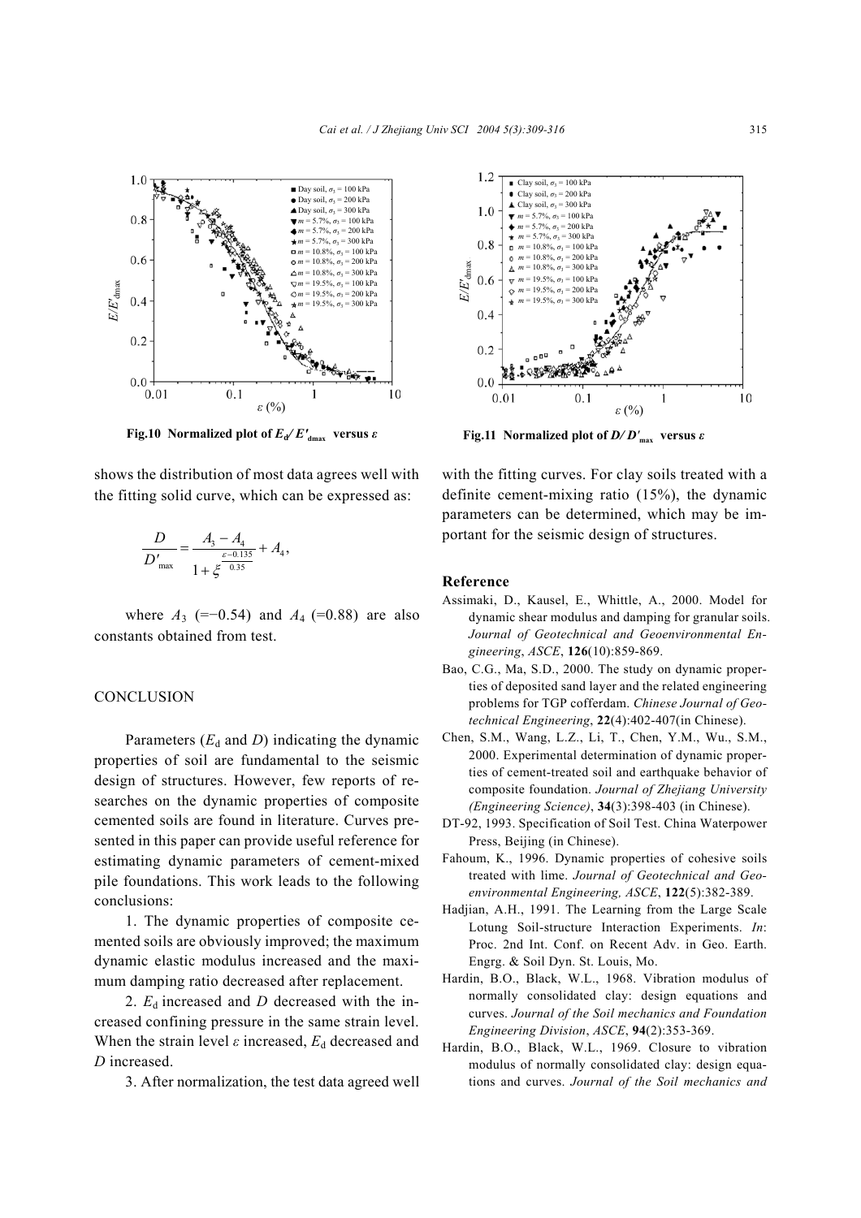Fig.10 Normalized plot of $E_d/E'_{dmax}$ versus $\varepsilon$

Fig.11 Normalized plot of $D/D'_{max}$ versus $\varepsilon$

shows the distribution of most data agrees well with the fitting solid curve, which can be expressed as:

$$\frac{D}{D'_{max}} = \frac{A_3 - A_4}{1 + \xi^{\frac{\varepsilon - 0.135}{0.35}}} + A_4,$$

where $A_3$ (=−0.54) and $A_4$ (=0.88) are also constants obtained from test.

## CONCLUSION

Parameters ($E_d$ and $D$) indicating the dynamic properties of soil are fundamental to the seismic design of structures. However, few reports of researches on the dynamic properties of composite cemented soils are found in literature. Curves presented in this paper can provide useful reference for estimating dynamic parameters of cement-mixed pile foundations. This work leads to the following conclusions:

1. The dynamic properties of composite cemented soils are obviously improved; the maximum dynamic elastic modulus increased and the maximum damping ratio decreased after replacement.

2. $E_d$ increased and $D$ decreased with the increased confining pressure in the same strain level. When the strain level $\varepsilon$ increased, $E_d$ decreased and $D$ increased.

3. After normalization, the test data agreed well with the fitting curves. For clay soils treated with a definite cement-mixing ratio (15%), the dynamic parameters can be determined, which may be important for the seismic design of structures.

## Reference

Assimaki, D., Kausel, E., Whittle, A., 2000. Model for dynamic shear modulus and damping for granular soils. *Journal of Geotechnical and Geoenvironmental Engineering*, *ASCE*, **126**(10):859-869.

Bao, C.G., Ma, S.D., 2000. The study on dynamic properties of deposited sand layer and the related engineering problems for TGP cofferdam. *Chinese Journal of Geotechnical Engineering*, **22**(4):402-407(in Chinese).

Chen, S.M., Wang, L.Z., Li, T., Chen, Y.M., Wu, S.M., 2000. Experimental determination of dynamic properties of cement-treated soil and earthquake behavior of composite foundation. *Journal of Zhejiang University (Engineering Science)*, **34**(3):398-403 (in Chinese).

DT-92, 1993. Specification of Soil Test. China Waterpower Press, Beijing (in Chinese).

Fahoum, K., 1996. Dynamic properties of cohesive soils treated with lime. *Journal of Geotechnical and Geoenvironmental Engineering, ASCE*, **122**(5):382-389.

Hadjian, A.H., 1991. The Learning from the Large Scale Lotung Soil-structure Interaction Experiments. *In*: Proc. 2nd Int. Conf. on Recent Adv. in Geo. Earth. Engrg. & Soil Dyn. St. Louis, Mo.

Hardin, B.O., Black, W.L., 1968. Vibration modulus of normally consolidated clay: design equations and curves. *Journal of the Soil mechanics and Foundation Engineering Division*, *ASCE*, **94**(2):353-369.

Hardin, B.O., Black, W.L., 1969. Closure to vibration modulus of normally consolidated clay: design equations and curves. *Journal of the Soil mechanics and*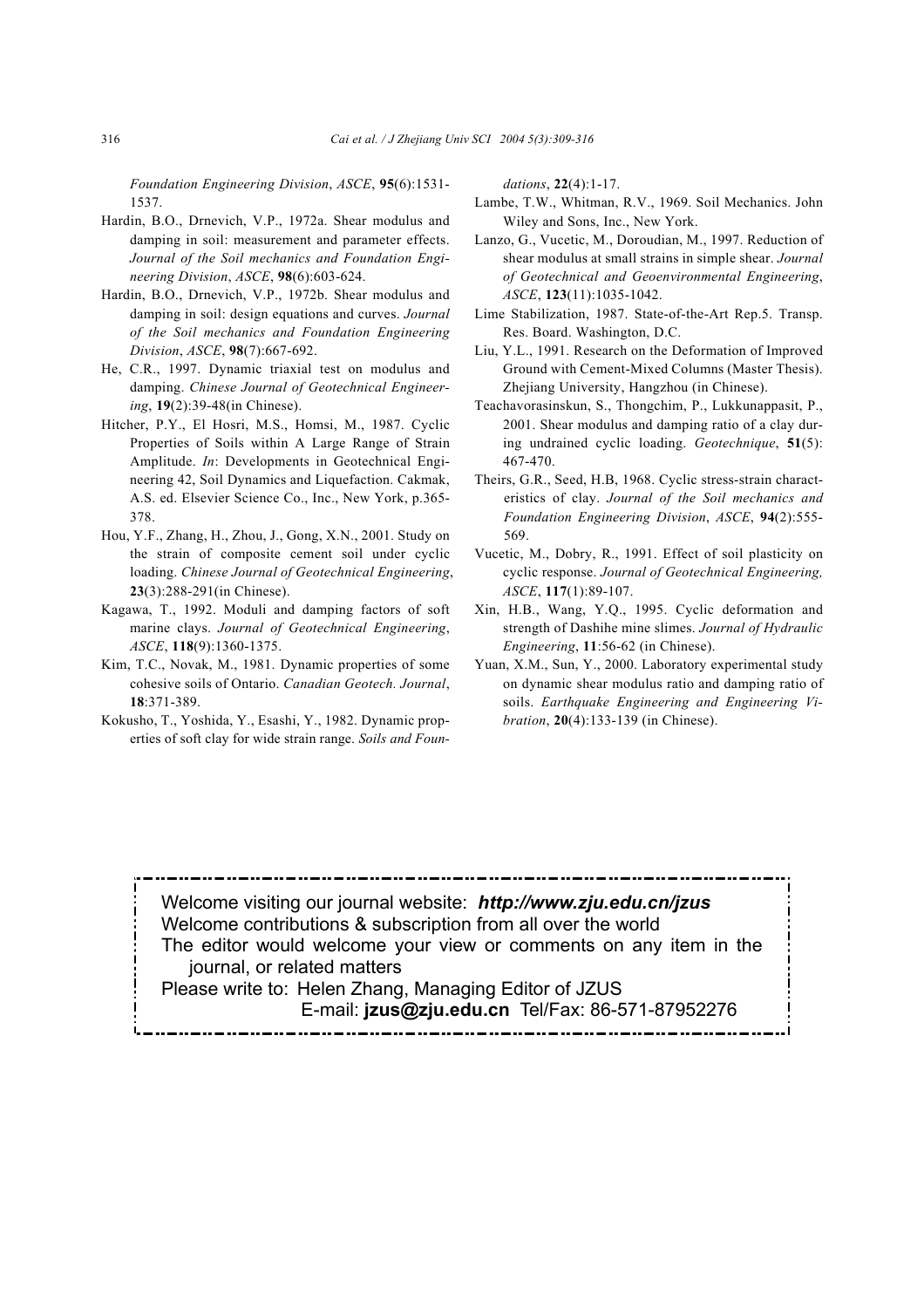*Foundation Engineering Division*, *ASCE*, **95**(6):1531-1537.

Hardin, B.O., Drnevich, V.P., 1972a. Shear modulus and damping in soil: measurement and parameter effects. *Journal of the Soil mechanics and Foundation Engineering Division*, *ASCE*, **98**(6):603-624.

Hardin, B.O., Drnevich, V.P., 1972b. Shear modulus and damping in soil: design equations and curves. *Journal of the Soil mechanics and Foundation Engineering Division*, *ASCE*, **98**(7):667-692.

He, C.R., 1997. Dynamic triaxial test on modulus and damping. *Chinese Journal of Geotechnical Engineering*, **19**(2):39-48(in Chinese).

Hitcher, P.Y., El Hosri, M.S., Homsi, M., 1987. Cyclic Properties of Soils within A Large Range of Strain Amplitude. *In*: Developments in Geotechnical Engineering 42, Soil Dynamics and Liquefaction. Cakmak, A.S. ed. Elsevier Science Co., Inc., New York, p.365-378.

Hou, Y.F., Zhang, H., Zhou, J., Gong, X.N., 2001. Study on the strain of composite cement soil under cyclic loading. *Chinese Journal of Geotechnical Engineering*, **23**(3):288-291(in Chinese).

Kagawa, T., 1992. Moduli and damping factors of soft marine clays. *Journal of Geotechnical Engineering*, *ASCE*, **118**(9):1360-1375.

Kim, T.C., Novak, M., 1981. Dynamic properties of some cohesive soils of Ontario. *Canadian Geotech. Journal*, **18**:371-389.

Kokusho, T., Yoshida, Y., Esashi, Y., 1982. Dynamic properties of soft clay for wide strain range. *Soils and Foundations*, **22**(4):1-17.

Lambe, T.W., Whitman, R.V., 1969. Soil Mechanics. John Wiley and Sons, Inc., New York.

Lanzo, G., Vucetic, M., Doroudian, M., 1997. Reduction of shear modulus at small strains in simple shear. *Journal of Geotechnical and Geoenvironmental Engineering*, *ASCE*, **123**(11):1035-1042.

Lime Stabilization, 1987. State-of-the-Art Rep.5. Transp. Res. Board. Washington, D.C.

Liu, Y.L., 1991. Research on the Deformation of Improved Ground with Cement-Mixed Columns (Master Thesis). Zhejiang University, Hangzhou (in Chinese).

Teachavorasinskun, S., Thongchim, P., Lukkunappasit, P., 2001. Shear modulus and damping ratio of a clay during undrained cyclic loading. *Geotechnique*, **51**(5): 467-470.

Theirs, G.R., Seed, H.B, 1968. Cyclic stress-strain characteristics of clay. *Journal of the Soil mechanics and Foundation Engineering Division*, *ASCE*, **94**(2):555-569.

Vucetic, M., Dobry, R., 1991. Effect of soil plasticity on cyclic response. *Journal of Geotechnical Engineering, ASCE*, **117**(1):89-107.

Xin, H.B., Wang, Y.Q., 1995. Cyclic deformation and strength of Dashihe mine slimes. *Journal of Hydraulic Engineering*, **11**:56-62 (in Chinese).

Yuan, X.M., Sun, Y., 2000. Laboratory experimental study on dynamic shear modulus ratio and damping ratio of soils. *Earthquake Engineering and Engineering Vibration*, **20**(4):133-139 (in Chinese).

Welcome visiting our journal website: ***http://www.zju.edu.cn/jzus***
Welcome contributions & subscription from all over the world
The editor would welcome your view or comments on any item in the journal, or related matters
Please write to: Helen Zhang, Managing Editor of JZUS
E-mail: **jzus@zju.edu.cn** Tel/Fax: 86-571-87952276